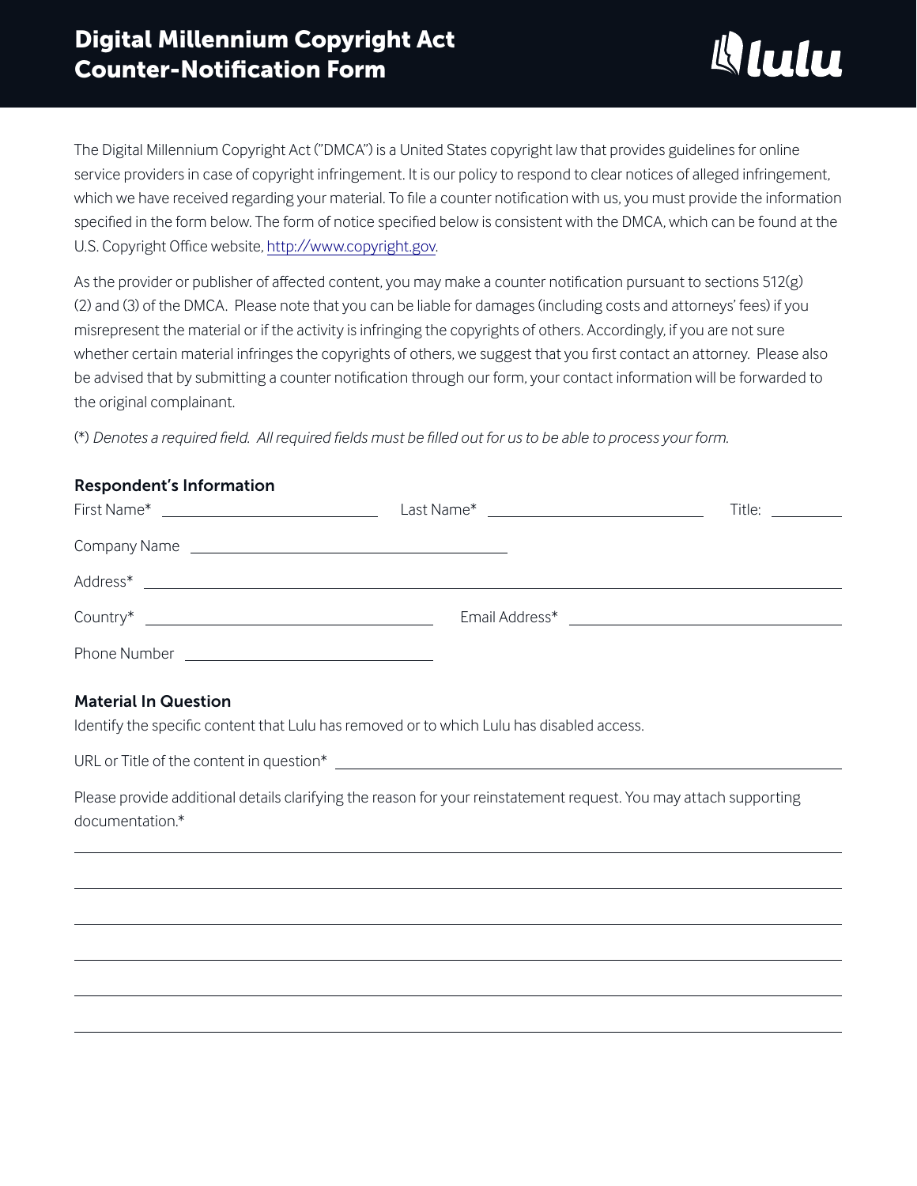# Digital Millennium Copyright Act Counter-Notification Form

The Digital Millennium Copyright Act ("DMCA") is a United States copyright law that provides guidelines for online service providers in case of copyright infringement. It is our policy to respond to clear notices of alleged infringement, which we have received regarding your material. To file a counter notification with us, you must provide the information specified in the form below. The form of notice specified below is consistent with the DMCA, which can be found at the U.S. Copyright Office website, http://www.copyright.gov.

As the provider or publisher of affected content, you may make a counter notification pursuant to sections 512(g)(2) and (3) of the DMCA. Please note that you can be liable for damages (including costs and attorneys' fees) if you misrepresent the material or if the activity is infringing the copyrights of others. Accordingly, if you are not sure whether certain material infringes the copyrights of others, we suggest that you first contact an attorney. Please also be advised that by submitting a counter notification through our form, your contact information will be forwarded to the original complainant.

(*) *Denotes a required field. All required fields must be filled out for us to be able to process your form.*

## Respondent's Information

First Name* ____________________ Last Name* ____________________ Title: __________

Company Name ______________________________

Address* ____________________________________________________________

Country* ______________________________ Email Address* ______________________________

Phone Number ______________________________

## Material In Question

Identify the specific content that Lulu has removed or to which Lulu has disabled access.

URL or Title of the content in question* ____________________________________________

Please provide additional details clarifying the reason for your reinstatement request. You may attach supporting documentation.*

____________________________________________________________

____________________________________________________________

____________________________________________________________

____________________________________________________________

____________________________________________________________

____________________________________________________________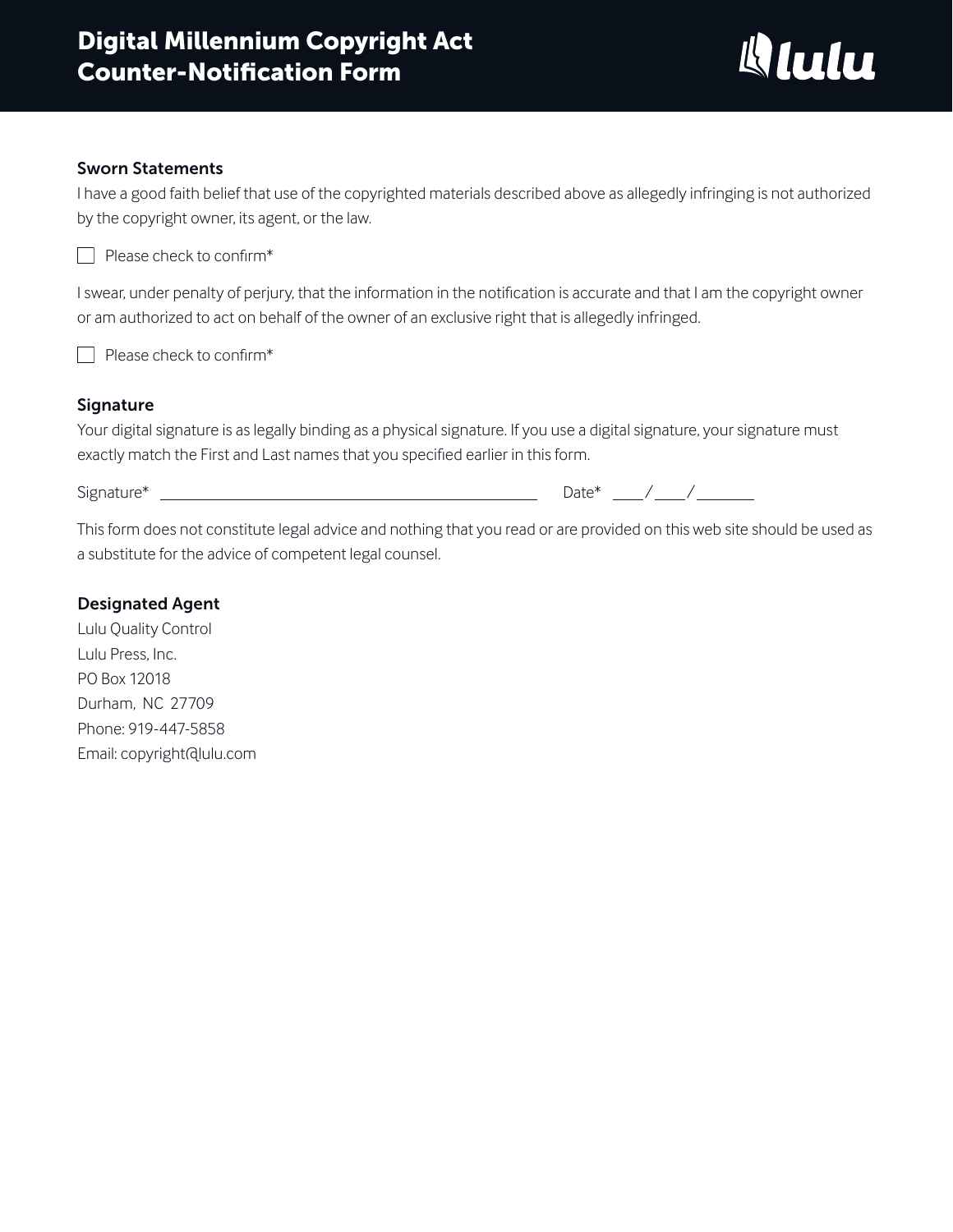# Digital Millennium Copyright Act Counter-Notification Form

## Sworn Statements

I have a good faith belief that use of the copyrighted materials described above as allegedly infringing is not authorized by the copyright owner, its agent, or the law.

☐ Please check to confirm*

I swear, under penalty of perjury, that the information in the notification is accurate and that I am the copyright owner or am authorized to act on behalf of the owner of an exclusive right that is allegedly infringed.

☐ Please check to confirm*

## Signature

Your digital signature is as legally binding as a physical signature. If you use a digital signature, your signature must exactly match the First and Last names that you specified earlier in this form.

Signature* ______________________________ Date* ____/____/________

This form does not constitute legal advice and nothing that you read or are provided on this web site should be used as a substitute for the advice of competent legal counsel.

## Designated Agent

Lulu Quality Control
Lulu Press, Inc.
PO Box 12018
Durham, NC 27709
Phone: 919-447-5858
Email: copyright@lulu.com